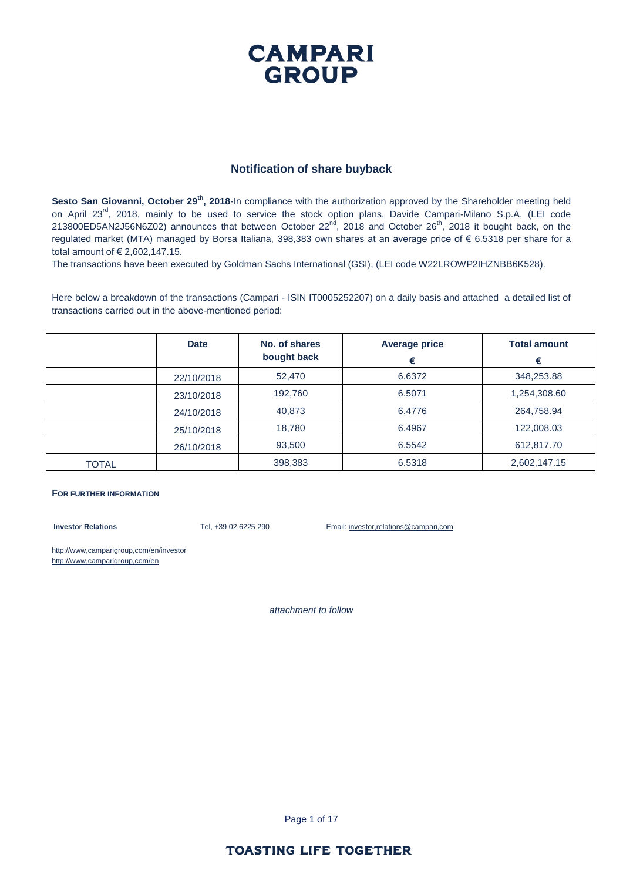# CAMPARI GROUP

## Notification of share buyback

**Sesto San Giovanni, October 29th, 2018**-In compliance with the authorization approved by the Shareholder meeting held on April 23rd, 2018, mainly to be used to service the stock option plans, Davide Campari-Milano S.p.A. (LEI code 213800ED5AN2J56N6Z02) announces that between October 22nd, 2018 and October 26th, 2018 it bought back, on the regulated market (MTA) managed by Borsa Italiana, 398,383 own shares at an average price of € 6.5318 per share for a total amount of € 2,602,147.15.

The transactions have been executed by Goldman Sachs International (GSI), (LEI code W22LROWP2IHZNBB6K528).

Here below a breakdown of the transactions (Campari - ISIN IT0005252207) on a daily basis and attached a detailed list of transactions carried out in the above-mentioned period:

| | Date | No. of shares bought back | Average price € | Total amount € |
|---|---|---|---|---|
| | 22/10/2018 | 52,470 | 6.6372 | 348,253.88 |
| | 23/10/2018 | 192,760 | 6.5071 | 1,254,308.60 |
| | 24/10/2018 | 40,873 | 6.4776 | 264,758.94 |
| | 25/10/2018 | 18,780 | 6.4967 | 122,008.03 |
| | 26/10/2018 | 93,500 | 6.5542 | 612,817.70 |
| TOTAL | | 398,383 | 6.5318 | 2,602,147.15 |

**FOR FURTHER INFORMATION**

**Investor Relations** Tel, +39 02 6225 290 Email: investor,relations@campari,com

http://www,camparigroup,com/en/investor
http://www,camparigroup,com/en

*attachment to follow*

**TOASTING LIFE TOGETHER**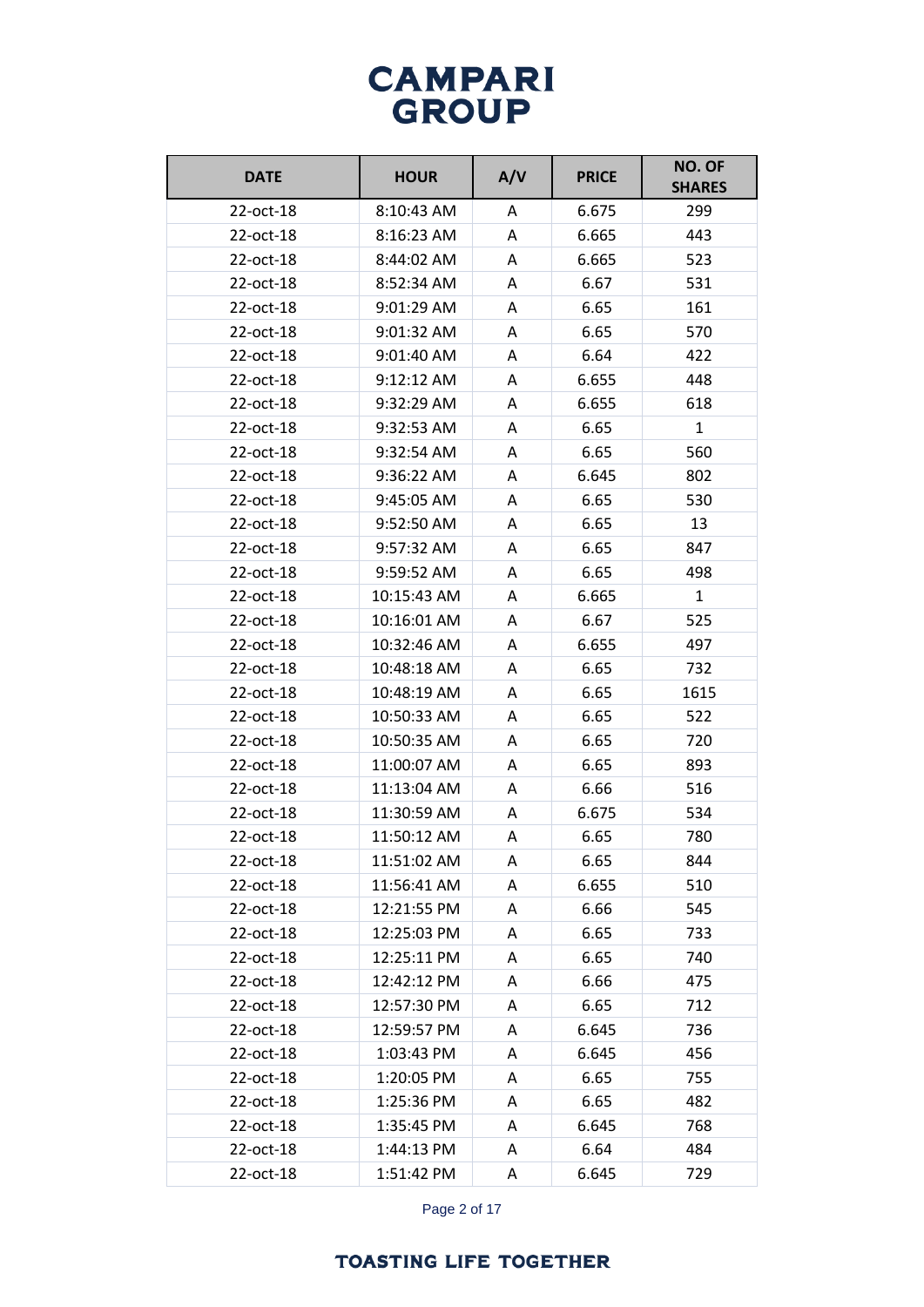# CAMPARI GROUP

| DATE | HOUR | A/V | PRICE | NO. OF SHARES |
|---|---|---|---|---|
| 22-oct-18 | 8:10:43 AM | A | 6.675 | 299 |
| 22-oct-18 | 8:16:23 AM | A | 6.665 | 443 |
| 22-oct-18 | 8:44:02 AM | A | 6.665 | 523 |
| 22-oct-18 | 8:52:34 AM | A | 6.67 | 531 |
| 22-oct-18 | 9:01:29 AM | A | 6.65 | 161 |
| 22-oct-18 | 9:01:32 AM | A | 6.65 | 570 |
| 22-oct-18 | 9:01:40 AM | A | 6.64 | 422 |
| 22-oct-18 | 9:12:12 AM | A | 6.655 | 448 |
| 22-oct-18 | 9:32:29 AM | A | 6.655 | 618 |
| 22-oct-18 | 9:32:53 AM | A | 6.65 | 1 |
| 22-oct-18 | 9:32:54 AM | A | 6.65 | 560 |
| 22-oct-18 | 9:36:22 AM | A | 6.645 | 802 |
| 22-oct-18 | 9:45:05 AM | A | 6.65 | 530 |
| 22-oct-18 | 9:52:50 AM | A | 6.65 | 13 |
| 22-oct-18 | 9:57:32 AM | A | 6.65 | 847 |
| 22-oct-18 | 9:59:52 AM | A | 6.65 | 498 |
| 22-oct-18 | 10:15:43 AM | A | 6.665 | 1 |
| 22-oct-18 | 10:16:01 AM | A | 6.67 | 525 |
| 22-oct-18 | 10:32:46 AM | A | 6.655 | 497 |
| 22-oct-18 | 10:48:18 AM | A | 6.65 | 732 |
| 22-oct-18 | 10:48:19 AM | A | 6.65 | 1615 |
| 22-oct-18 | 10:50:33 AM | A | 6.65 | 522 |
| 22-oct-18 | 10:50:35 AM | A | 6.65 | 720 |
| 22-oct-18 | 11:00:07 AM | A | 6.65 | 893 |
| 22-oct-18 | 11:13:04 AM | A | 6.66 | 516 |
| 22-oct-18 | 11:30:59 AM | A | 6.675 | 534 |
| 22-oct-18 | 11:50:12 AM | A | 6.65 | 780 |
| 22-oct-18 | 11:51:02 AM | A | 6.65 | 844 |
| 22-oct-18 | 11:56:41 AM | A | 6.655 | 510 |
| 22-oct-18 | 12:21:55 PM | A | 6.66 | 545 |
| 22-oct-18 | 12:25:03 PM | A | 6.65 | 733 |
| 22-oct-18 | 12:25:11 PM | A | 6.65 | 740 |
| 22-oct-18 | 12:42:12 PM | A | 6.66 | 475 |
| 22-oct-18 | 12:57:30 PM | A | 6.65 | 712 |
| 22-oct-18 | 12:59:57 PM | A | 6.645 | 736 |
| 22-oct-18 | 1:03:43 PM | A | 6.645 | 456 |
| 22-oct-18 | 1:20:05 PM | A | 6.65 | 755 |
| 22-oct-18 | 1:25:36 PM | A | 6.65 | 482 |
| 22-oct-18 | 1:35:45 PM | A | 6.645 | 768 |
| 22-oct-18 | 1:44:13 PM | A | 6.64 | 484 |
| 22-oct-18 | 1:51:42 PM | A | 6.645 | 729 |

**TOASTING LIFE TOGETHER**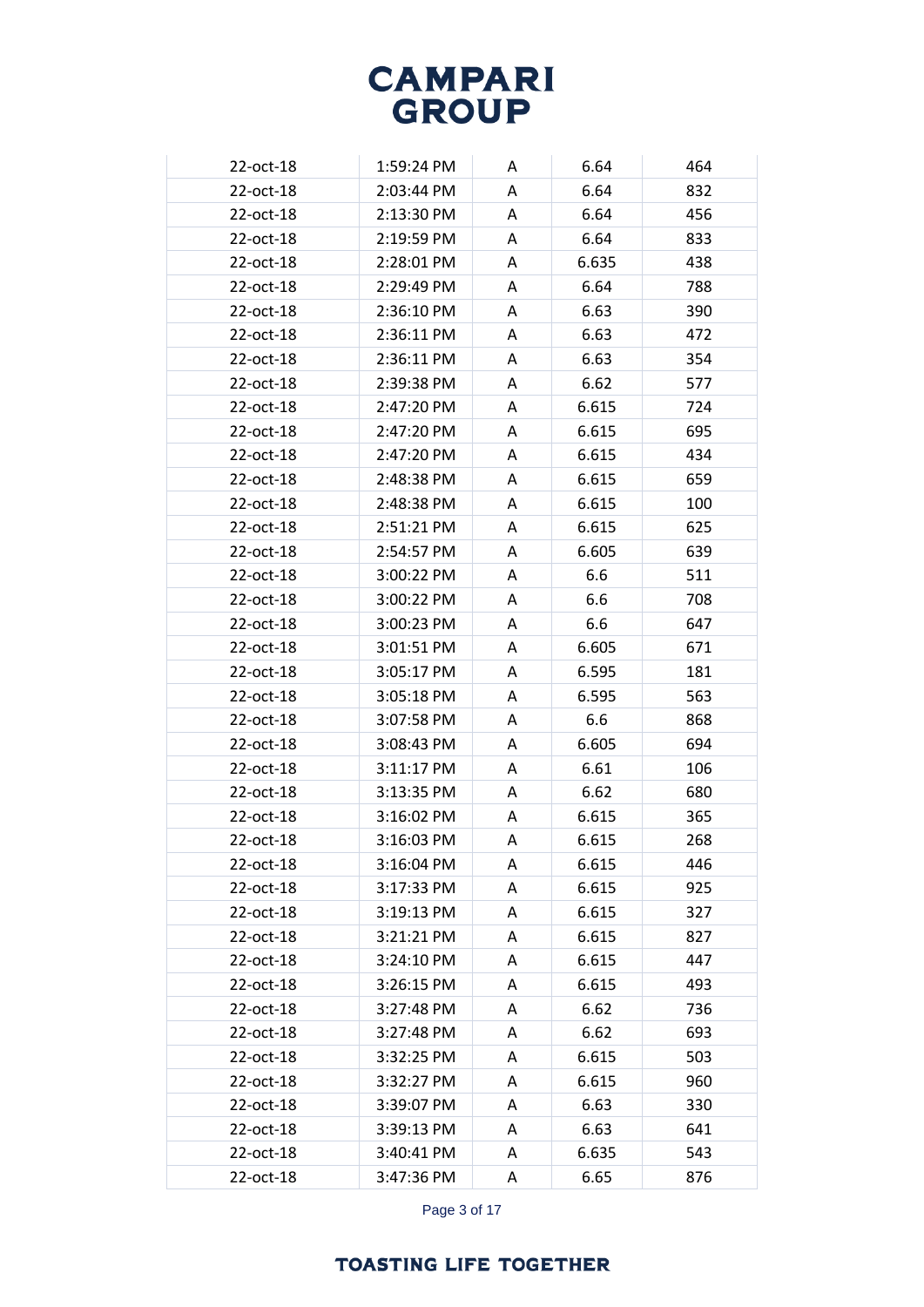| | | | | |
|---|---|---|---|---|
| 22-oct-18 | 1:59:24 PM | A | 6.64 | 464 |
| 22-oct-18 | 2:03:44 PM | A | 6.64 | 832 |
| 22-oct-18 | 2:13:30 PM | A | 6.64 | 456 |
| 22-oct-18 | 2:19:59 PM | A | 6.64 | 833 |
| 22-oct-18 | 2:28:01 PM | A | 6.635 | 438 |
| 22-oct-18 | 2:29:49 PM | A | 6.64 | 788 |
| 22-oct-18 | 2:36:10 PM | A | 6.63 | 390 |
| 22-oct-18 | 2:36:11 PM | A | 6.63 | 472 |
| 22-oct-18 | 2:36:11 PM | A | 6.63 | 354 |
| 22-oct-18 | 2:39:38 PM | A | 6.62 | 577 |
| 22-oct-18 | 2:47:20 PM | A | 6.615 | 724 |
| 22-oct-18 | 2:47:20 PM | A | 6.615 | 695 |
| 22-oct-18 | 2:47:20 PM | A | 6.615 | 434 |
| 22-oct-18 | 2:48:38 PM | A | 6.615 | 659 |
| 22-oct-18 | 2:48:38 PM | A | 6.615 | 100 |
| 22-oct-18 | 2:51:21 PM | A | 6.615 | 625 |
| 22-oct-18 | 2:54:57 PM | A | 6.605 | 639 |
| 22-oct-18 | 3:00:22 PM | A | 6.6 | 511 |
| 22-oct-18 | 3:00:22 PM | A | 6.6 | 708 |
| 22-oct-18 | 3:00:23 PM | A | 6.6 | 647 |
| 22-oct-18 | 3:01:51 PM | A | 6.605 | 671 |
| 22-oct-18 | 3:05:17 PM | A | 6.595 | 181 |
| 22-oct-18 | 3:05:18 PM | A | 6.595 | 563 |
| 22-oct-18 | 3:07:58 PM | A | 6.6 | 868 |
| 22-oct-18 | 3:08:43 PM | A | 6.605 | 694 |
| 22-oct-18 | 3:11:17 PM | A | 6.61 | 106 |
| 22-oct-18 | 3:13:35 PM | A | 6.62 | 680 |
| 22-oct-18 | 3:16:02 PM | A | 6.615 | 365 |
| 22-oct-18 | 3:16:03 PM | A | 6.615 | 268 |
| 22-oct-18 | 3:16:04 PM | A | 6.615 | 446 |
| 22-oct-18 | 3:17:33 PM | A | 6.615 | 925 |
| 22-oct-18 | 3:19:13 PM | A | 6.615 | 327 |
| 22-oct-18 | 3:21:21 PM | A | 6.615 | 827 |
| 22-oct-18 | 3:24:10 PM | A | 6.615 | 447 |
| 22-oct-18 | 3:26:15 PM | A | 6.615 | 493 |
| 22-oct-18 | 3:27:48 PM | A | 6.62 | 736 |
| 22-oct-18 | 3:27:48 PM | A | 6.62 | 693 |
| 22-oct-18 | 3:32:25 PM | A | 6.615 | 503 |
| 22-oct-18 | 3:32:27 PM | A | 6.615 | 960 |
| 22-oct-18 | 3:39:07 PM | A | 6.63 | 330 |
| 22-oct-18 | 3:39:13 PM | A | 6.63 | 641 |
| 22-oct-18 | 3:40:41 PM | A | 6.635 | 543 |
| 22-oct-18 | 3:47:36 PM | A | 6.65 | 876 |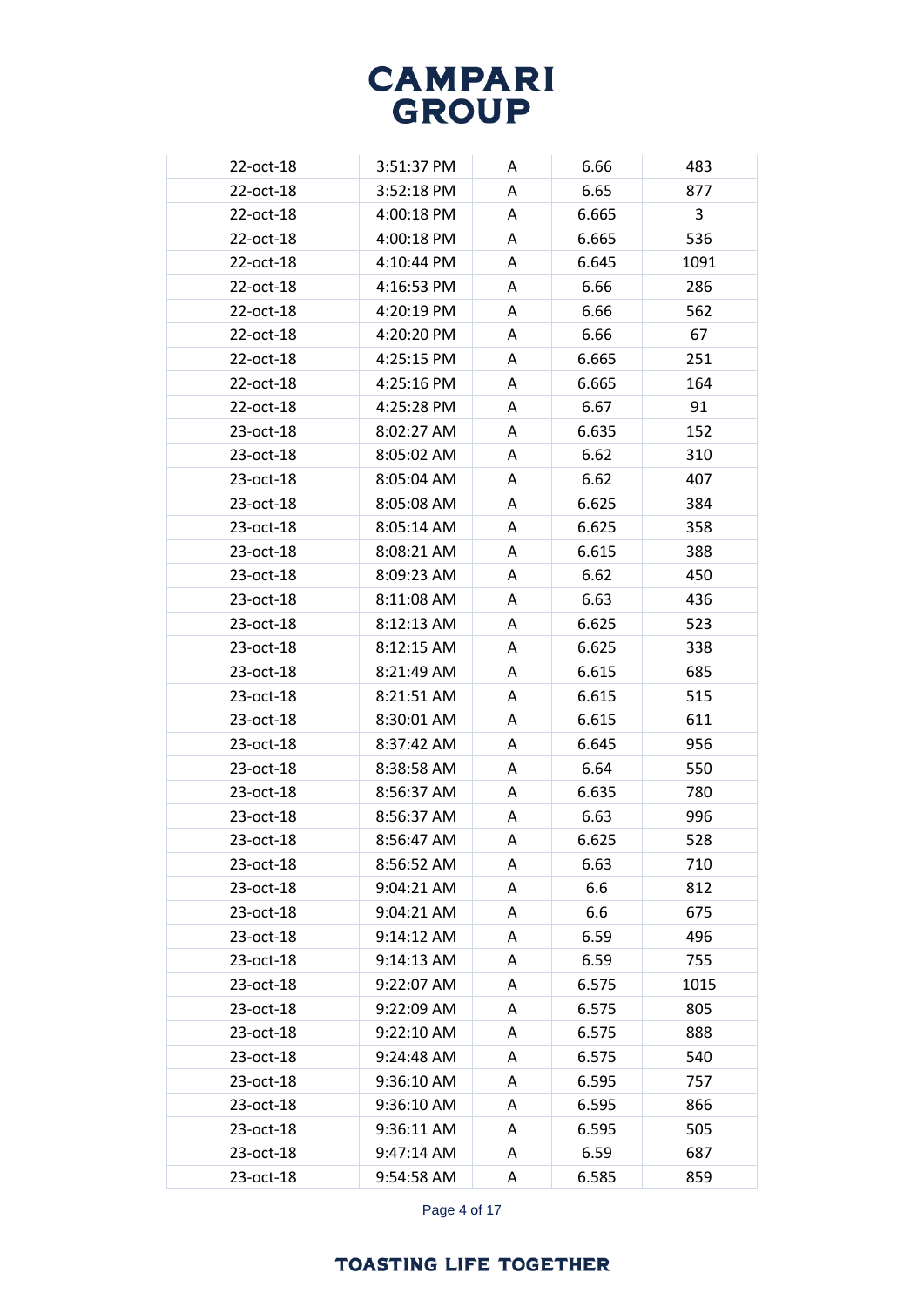| | | | | |
|---|---|---|---|---|
| 22-oct-18 | 3:51:37 PM | A | 6.66 | 483 |
| 22-oct-18 | 3:52:18 PM | A | 6.65 | 877 |
| 22-oct-18 | 4:00:18 PM | A | 6.665 | 3 |
| 22-oct-18 | 4:00:18 PM | A | 6.665 | 536 |
| 22-oct-18 | 4:10:44 PM | A | 6.645 | 1091 |
| 22-oct-18 | 4:16:53 PM | A | 6.66 | 286 |
| 22-oct-18 | 4:20:19 PM | A | 6.66 | 562 |
| 22-oct-18 | 4:20:20 PM | A | 6.66 | 67 |
| 22-oct-18 | 4:25:15 PM | A | 6.665 | 251 |
| 22-oct-18 | 4:25:16 PM | A | 6.665 | 164 |
| 22-oct-18 | 4:25:28 PM | A | 6.67 | 91 |
| 23-oct-18 | 8:02:27 AM | A | 6.635 | 152 |
| 23-oct-18 | 8:05:02 AM | A | 6.62 | 310 |
| 23-oct-18 | 8:05:04 AM | A | 6.62 | 407 |
| 23-oct-18 | 8:05:08 AM | A | 6.625 | 384 |
| 23-oct-18 | 8:05:14 AM | A | 6.625 | 358 |
| 23-oct-18 | 8:08:21 AM | A | 6.615 | 388 |
| 23-oct-18 | 8:09:23 AM | A | 6.62 | 450 |
| 23-oct-18 | 8:11:08 AM | A | 6.63 | 436 |
| 23-oct-18 | 8:12:13 AM | A | 6.625 | 523 |
| 23-oct-18 | 8:12:15 AM | A | 6.625 | 338 |
| 23-oct-18 | 8:21:49 AM | A | 6.615 | 685 |
| 23-oct-18 | 8:21:51 AM | A | 6.615 | 515 |
| 23-oct-18 | 8:30:01 AM | A | 6.615 | 611 |
| 23-oct-18 | 8:37:42 AM | A | 6.645 | 956 |
| 23-oct-18 | 8:38:58 AM | A | 6.64 | 550 |
| 23-oct-18 | 8:56:37 AM | A | 6.635 | 780 |
| 23-oct-18 | 8:56:37 AM | A | 6.63 | 996 |
| 23-oct-18 | 8:56:47 AM | A | 6.625 | 528 |
| 23-oct-18 | 8:56:52 AM | A | 6.63 | 710 |
| 23-oct-18 | 9:04:21 AM | A | 6.6 | 812 |
| 23-oct-18 | 9:04:21 AM | A | 6.6 | 675 |
| 23-oct-18 | 9:14:12 AM | A | 6.59 | 496 |
| 23-oct-18 | 9:14:13 AM | A | 6.59 | 755 |
| 23-oct-18 | 9:22:07 AM | A | 6.575 | 1015 |
| 23-oct-18 | 9:22:09 AM | A | 6.575 | 805 |
| 23-oct-18 | 9:22:10 AM | A | 6.575 | 888 |
| 23-oct-18 | 9:24:48 AM | A | 6.575 | 540 |
| 23-oct-18 | 9:36:10 AM | A | 6.595 | 757 |
| 23-oct-18 | 9:36:10 AM | A | 6.595 | 866 |
| 23-oct-18 | 9:36:11 AM | A | 6.595 | 505 |
| 23-oct-18 | 9:47:14 AM | A | 6.59 | 687 |
| 23-oct-18 | 9:54:58 AM | A | 6.585 | 859 |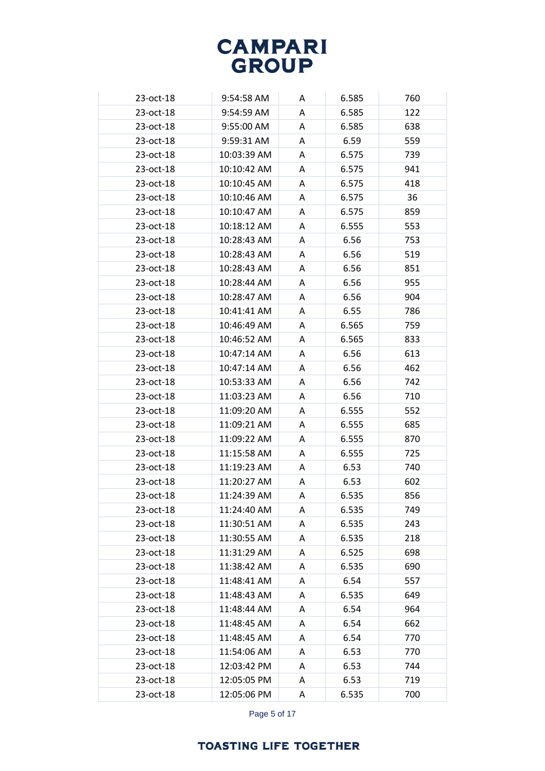| 23-oct-18 | 9:54:58 AM | A | 6.585 | 760 |
|---|---|---|---|---|
| 23-oct-18 | 9:54:59 AM | A | 6.585 | 122 |
| 23-oct-18 | 9:55:00 AM | A | 6.585 | 638 |
| 23-oct-18 | 9:59:31 AM | A | 6.59 | 559 |
| 23-oct-18 | 10:03:39 AM | A | 6.575 | 739 |
| 23-oct-18 | 10:10:42 AM | A | 6.575 | 941 |
| 23-oct-18 | 10:10:45 AM | A | 6.575 | 418 |
| 23-oct-18 | 10:10:46 AM | A | 6.575 | 36 |
| 23-oct-18 | 10:10:47 AM | A | 6.575 | 859 |
| 23-oct-18 | 10:18:12 AM | A | 6.555 | 553 |
| 23-oct-18 | 10:28:43 AM | A | 6.56 | 753 |
| 23-oct-18 | 10:28:43 AM | A | 6.56 | 519 |
| 23-oct-18 | 10:28:43 AM | A | 6.56 | 851 |
| 23-oct-18 | 10:28:44 AM | A | 6.56 | 955 |
| 23-oct-18 | 10:28:47 AM | A | 6.56 | 904 |
| 23-oct-18 | 10:41:41 AM | A | 6.55 | 786 |
| 23-oct-18 | 10:46:49 AM | A | 6.565 | 759 |
| 23-oct-18 | 10:46:52 AM | A | 6.565 | 833 |
| 23-oct-18 | 10:47:14 AM | A | 6.56 | 613 |
| 23-oct-18 | 10:47:14 AM | A | 6.56 | 462 |
| 23-oct-18 | 10:53:33 AM | A | 6.56 | 742 |
| 23-oct-18 | 11:03:23 AM | A | 6.56 | 710 |
| 23-oct-18 | 11:09:20 AM | A | 6.555 | 552 |
| 23-oct-18 | 11:09:21 AM | A | 6.555 | 685 |
| 23-oct-18 | 11:09:22 AM | A | 6.555 | 870 |
| 23-oct-18 | 11:15:58 AM | A | 6.555 | 725 |
| 23-oct-18 | 11:19:23 AM | A | 6.53 | 740 |
| 23-oct-18 | 11:20:27 AM | A | 6.53 | 602 |
| 23-oct-18 | 11:24:39 AM | A | 6.535 | 856 |
| 23-oct-18 | 11:24:40 AM | A | 6.535 | 749 |
| 23-oct-18 | 11:30:51 AM | A | 6.535 | 243 |
| 23-oct-18 | 11:30:55 AM | A | 6.535 | 218 |
| 23-oct-18 | 11:31:29 AM | A | 6.525 | 698 |
| 23-oct-18 | 11:38:42 AM | A | 6.535 | 690 |
| 23-oct-18 | 11:48:41 AM | A | 6.54 | 557 |
| 23-oct-18 | 11:48:43 AM | A | 6.535 | 649 |
| 23-oct-18 | 11:48:44 AM | A | 6.54 | 964 |
| 23-oct-18 | 11:48:45 AM | A | 6.54 | 662 |
| 23-oct-18 | 11:48:45 AM | A | 6.54 | 770 |
| 23-oct-18 | 11:54:06 AM | A | 6.53 | 770 |
| 23-oct-18 | 12:03:42 PM | A | 6.53 | 744 |
| 23-oct-18 | 12:05:05 PM | A | 6.53 | 719 |
| 23-oct-18 | 12:05:06 PM | A | 6.535 | 700 |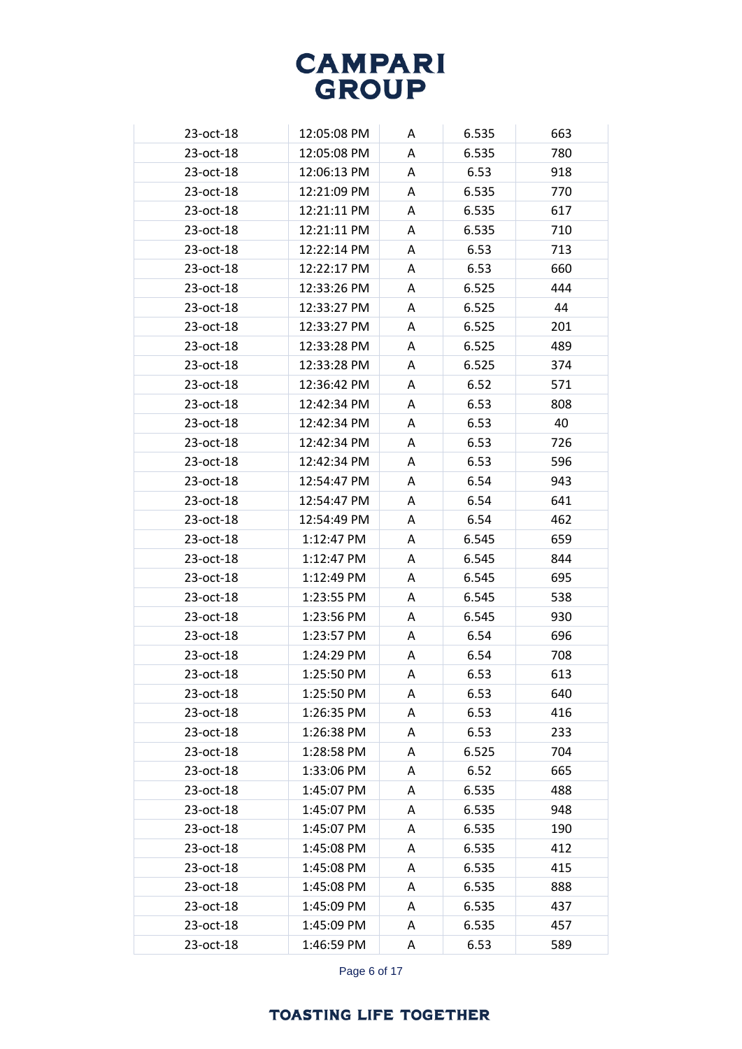| 23-oct-18 | 12:05:08 PM | A | 6.535 | 663 |
|---|---|---|---|---|
| 23-oct-18 | 12:05:08 PM | A | 6.535 | 780 |
| 23-oct-18 | 12:06:13 PM | A | 6.53 | 918 |
| 23-oct-18 | 12:21:09 PM | A | 6.535 | 770 |
| 23-oct-18 | 12:21:11 PM | A | 6.535 | 617 |
| 23-oct-18 | 12:21:11 PM | A | 6.535 | 710 |
| 23-oct-18 | 12:22:14 PM | A | 6.53 | 713 |
| 23-oct-18 | 12:22:17 PM | A | 6.53 | 660 |
| 23-oct-18 | 12:33:26 PM | A | 6.525 | 444 |
| 23-oct-18 | 12:33:27 PM | A | 6.525 | 44 |
| 23-oct-18 | 12:33:27 PM | A | 6.525 | 201 |
| 23-oct-18 | 12:33:28 PM | A | 6.525 | 489 |
| 23-oct-18 | 12:33:28 PM | A | 6.525 | 374 |
| 23-oct-18 | 12:36:42 PM | A | 6.52 | 571 |
| 23-oct-18 | 12:42:34 PM | A | 6.53 | 808 |
| 23-oct-18 | 12:42:34 PM | A | 6.53 | 40 |
| 23-oct-18 | 12:42:34 PM | A | 6.53 | 726 |
| 23-oct-18 | 12:42:34 PM | A | 6.53 | 596 |
| 23-oct-18 | 12:54:47 PM | A | 6.54 | 943 |
| 23-oct-18 | 12:54:47 PM | A | 6.54 | 641 |
| 23-oct-18 | 12:54:49 PM | A | 6.54 | 462 |
| 23-oct-18 | 1:12:47 PM | A | 6.545 | 659 |
| 23-oct-18 | 1:12:47 PM | A | 6.545 | 844 |
| 23-oct-18 | 1:12:49 PM | A | 6.545 | 695 |
| 23-oct-18 | 1:23:55 PM | A | 6.545 | 538 |
| 23-oct-18 | 1:23:56 PM | A | 6.545 | 930 |
| 23-oct-18 | 1:23:57 PM | A | 6.54 | 696 |
| 23-oct-18 | 1:24:29 PM | A | 6.54 | 708 |
| 23-oct-18 | 1:25:50 PM | A | 6.53 | 613 |
| 23-oct-18 | 1:25:50 PM | A | 6.53 | 640 |
| 23-oct-18 | 1:26:35 PM | A | 6.53 | 416 |
| 23-oct-18 | 1:26:38 PM | A | 6.53 | 233 |
| 23-oct-18 | 1:28:58 PM | A | 6.525 | 704 |
| 23-oct-18 | 1:33:06 PM | A | 6.52 | 665 |
| 23-oct-18 | 1:45:07 PM | A | 6.535 | 488 |
| 23-oct-18 | 1:45:07 PM | A | 6.535 | 948 |
| 23-oct-18 | 1:45:07 PM | A | 6.535 | 190 |
| 23-oct-18 | 1:45:08 PM | A | 6.535 | 412 |
| 23-oct-18 | 1:45:08 PM | A | 6.535 | 415 |
| 23-oct-18 | 1:45:08 PM | A | 6.535 | 888 |
| 23-oct-18 | 1:45:09 PM | A | 6.535 | 437 |
| 23-oct-18 | 1:45:09 PM | A | 6.535 | 457 |
| 23-oct-18 | 1:46:59 PM | A | 6.53 | 589 |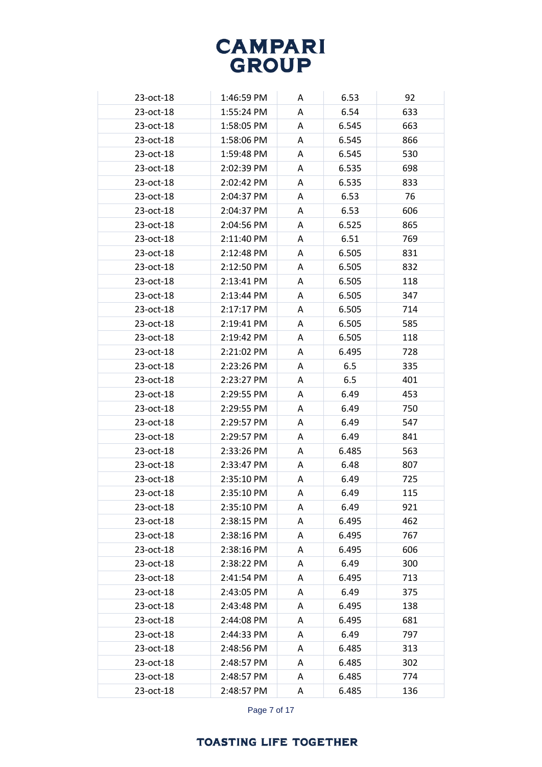| 23-oct-18 | 1:46:59 PM | A | 6.53 | 92 |
|---|---|---|---|---|
| 23-oct-18 | 1:55:24 PM | A | 6.54 | 633 |
| 23-oct-18 | 1:58:05 PM | A | 6.545 | 663 |
| 23-oct-18 | 1:58:06 PM | A | 6.545 | 866 |
| 23-oct-18 | 1:59:48 PM | A | 6.545 | 530 |
| 23-oct-18 | 2:02:39 PM | A | 6.535 | 698 |
| 23-oct-18 | 2:02:42 PM | A | 6.535 | 833 |
| 23-oct-18 | 2:04:37 PM | A | 6.53 | 76 |
| 23-oct-18 | 2:04:37 PM | A | 6.53 | 606 |
| 23-oct-18 | 2:04:56 PM | A | 6.525 | 865 |
| 23-oct-18 | 2:11:40 PM | A | 6.51 | 769 |
| 23-oct-18 | 2:12:48 PM | A | 6.505 | 831 |
| 23-oct-18 | 2:12:50 PM | A | 6.505 | 832 |
| 23-oct-18 | 2:13:41 PM | A | 6.505 | 118 |
| 23-oct-18 | 2:13:44 PM | A | 6.505 | 347 |
| 23-oct-18 | 2:17:17 PM | A | 6.505 | 714 |
| 23-oct-18 | 2:19:41 PM | A | 6.505 | 585 |
| 23-oct-18 | 2:19:42 PM | A | 6.505 | 118 |
| 23-oct-18 | 2:21:02 PM | A | 6.495 | 728 |
| 23-oct-18 | 2:23:26 PM | A | 6.5 | 335 |
| 23-oct-18 | 2:23:27 PM | A | 6.5 | 401 |
| 23-oct-18 | 2:29:55 PM | A | 6.49 | 453 |
| 23-oct-18 | 2:29:55 PM | A | 6.49 | 750 |
| 23-oct-18 | 2:29:57 PM | A | 6.49 | 547 |
| 23-oct-18 | 2:29:57 PM | A | 6.49 | 841 |
| 23-oct-18 | 2:33:26 PM | A | 6.485 | 563 |
| 23-oct-18 | 2:33:47 PM | A | 6.48 | 807 |
| 23-oct-18 | 2:35:10 PM | A | 6.49 | 725 |
| 23-oct-18 | 2:35:10 PM | A | 6.49 | 115 |
| 23-oct-18 | 2:35:10 PM | A | 6.49 | 921 |
| 23-oct-18 | 2:38:15 PM | A | 6.495 | 462 |
| 23-oct-18 | 2:38:16 PM | A | 6.495 | 767 |
| 23-oct-18 | 2:38:16 PM | A | 6.495 | 606 |
| 23-oct-18 | 2:38:22 PM | A | 6.49 | 300 |
| 23-oct-18 | 2:41:54 PM | A | 6.495 | 713 |
| 23-oct-18 | 2:43:05 PM | A | 6.49 | 375 |
| 23-oct-18 | 2:43:48 PM | A | 6.495 | 138 |
| 23-oct-18 | 2:44:08 PM | A | 6.495 | 681 |
| 23-oct-18 | 2:44:33 PM | A | 6.49 | 797 |
| 23-oct-18 | 2:48:56 PM | A | 6.485 | 313 |
| 23-oct-18 | 2:48:57 PM | A | 6.485 | 302 |
| 23-oct-18 | 2:48:57 PM | A | 6.485 | 774 |
| 23-oct-18 | 2:48:57 PM | A | 6.485 | 136 |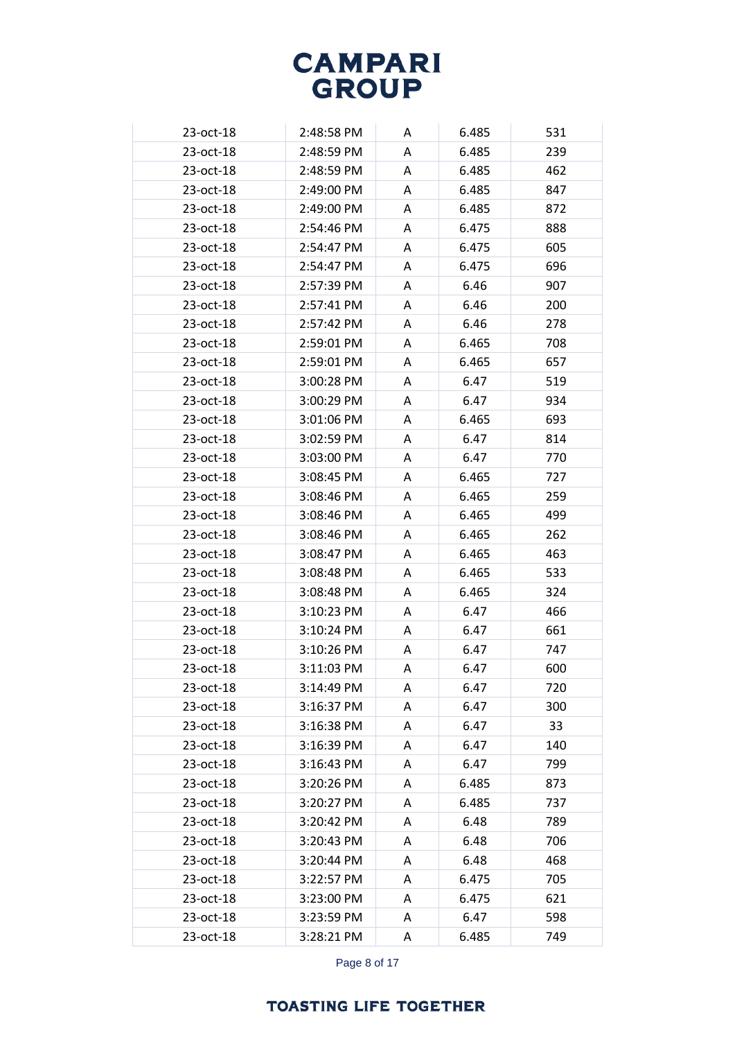| | | | | |
|---|---|---|---|---|
| 23-oct-18 | 2:48:58 PM | A | 6.485 | 531 |
| 23-oct-18 | 2:48:59 PM | A | 6.485 | 239 |
| 23-oct-18 | 2:48:59 PM | A | 6.485 | 462 |
| 23-oct-18 | 2:49:00 PM | A | 6.485 | 847 |
| 23-oct-18 | 2:49:00 PM | A | 6.485 | 872 |
| 23-oct-18 | 2:54:46 PM | A | 6.475 | 888 |
| 23-oct-18 | 2:54:47 PM | A | 6.475 | 605 |
| 23-oct-18 | 2:54:47 PM | A | 6.475 | 696 |
| 23-oct-18 | 2:57:39 PM | A | 6.46 | 907 |
| 23-oct-18 | 2:57:41 PM | A | 6.46 | 200 |
| 23-oct-18 | 2:57:42 PM | A | 6.46 | 278 |
| 23-oct-18 | 2:59:01 PM | A | 6.465 | 708 |
| 23-oct-18 | 2:59:01 PM | A | 6.465 | 657 |
| 23-oct-18 | 3:00:28 PM | A | 6.47 | 519 |
| 23-oct-18 | 3:00:29 PM | A | 6.47 | 934 |
| 23-oct-18 | 3:01:06 PM | A | 6.465 | 693 |
| 23-oct-18 | 3:02:59 PM | A | 6.47 | 814 |
| 23-oct-18 | 3:03:00 PM | A | 6.47 | 770 |
| 23-oct-18 | 3:08:45 PM | A | 6.465 | 727 |
| 23-oct-18 | 3:08:46 PM | A | 6.465 | 259 |
| 23-oct-18 | 3:08:46 PM | A | 6.465 | 499 |
| 23-oct-18 | 3:08:46 PM | A | 6.465 | 262 |
| 23-oct-18 | 3:08:47 PM | A | 6.465 | 463 |
| 23-oct-18 | 3:08:48 PM | A | 6.465 | 533 |
| 23-oct-18 | 3:08:48 PM | A | 6.465 | 324 |
| 23-oct-18 | 3:10:23 PM | A | 6.47 | 466 |
| 23-oct-18 | 3:10:24 PM | A | 6.47 | 661 |
| 23-oct-18 | 3:10:26 PM | A | 6.47 | 747 |
| 23-oct-18 | 3:11:03 PM | A | 6.47 | 600 |
| 23-oct-18 | 3:14:49 PM | A | 6.47 | 720 |
| 23-oct-18 | 3:16:37 PM | A | 6.47 | 300 |
| 23-oct-18 | 3:16:38 PM | A | 6.47 | 33 |
| 23-oct-18 | 3:16:39 PM | A | 6.47 | 140 |
| 23-oct-18 | 3:16:43 PM | A | 6.47 | 799 |
| 23-oct-18 | 3:20:26 PM | A | 6.485 | 873 |
| 23-oct-18 | 3:20:27 PM | A | 6.485 | 737 |
| 23-oct-18 | 3:20:42 PM | A | 6.48 | 789 |
| 23-oct-18 | 3:20:43 PM | A | 6.48 | 706 |
| 23-oct-18 | 3:20:44 PM | A | 6.48 | 468 |
| 23-oct-18 | 3:22:57 PM | A | 6.475 | 705 |
| 23-oct-18 | 3:23:00 PM | A | 6.475 | 621 |
| 23-oct-18 | 3:23:59 PM | A | 6.47 | 598 |
| 23-oct-18 | 3:28:21 PM | A | 6.485 | 749 |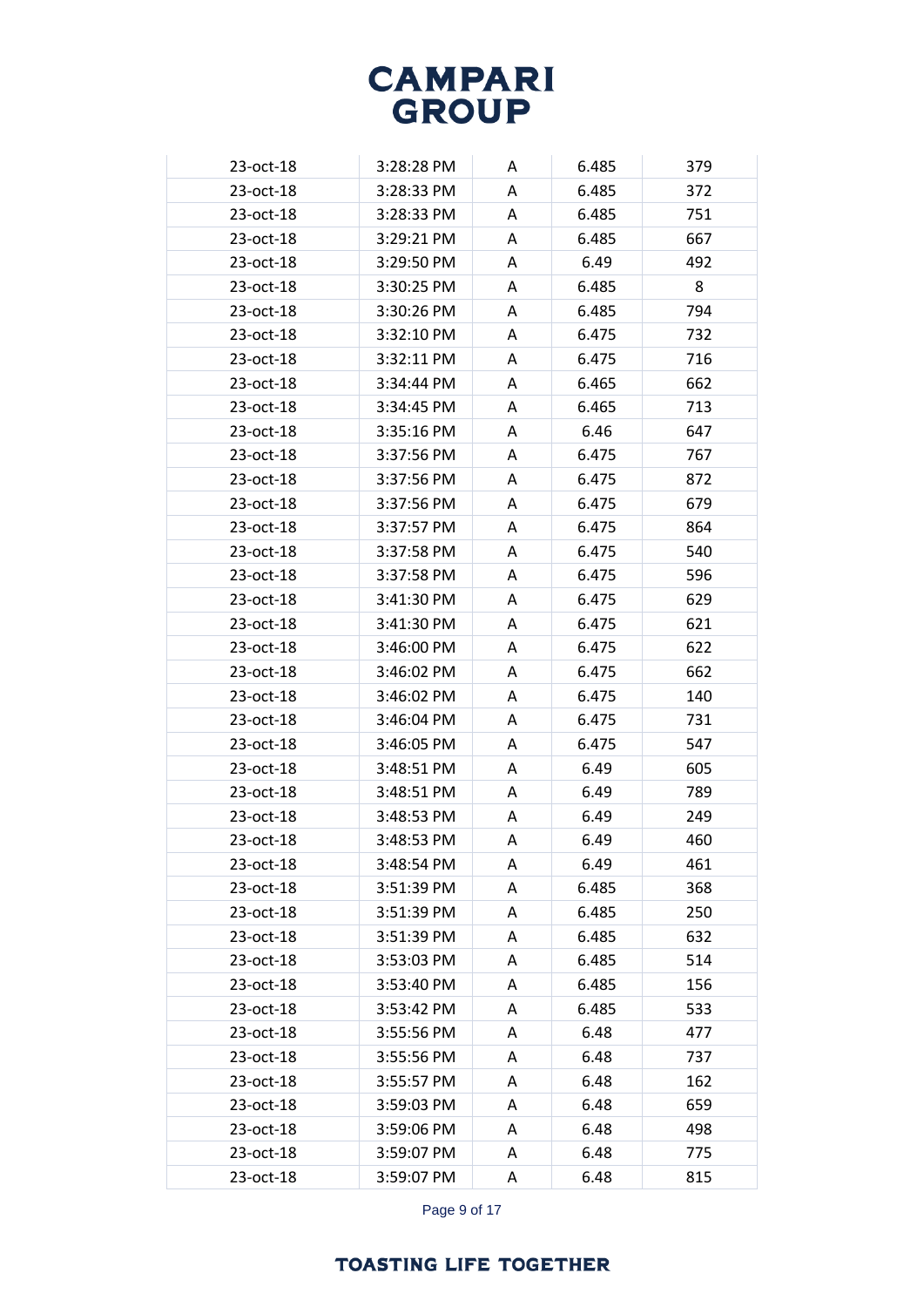| | | | | |
|---|---|---|---|---|
| 23-oct-18 | 3:28:28 PM | A | 6.485 | 379 |
| 23-oct-18 | 3:28:33 PM | A | 6.485 | 372 |
| 23-oct-18 | 3:28:33 PM | A | 6.485 | 751 |
| 23-oct-18 | 3:29:21 PM | A | 6.485 | 667 |
| 23-oct-18 | 3:29:50 PM | A | 6.49 | 492 |
| 23-oct-18 | 3:30:25 PM | A | 6.485 | 8 |
| 23-oct-18 | 3:30:26 PM | A | 6.485 | 794 |
| 23-oct-18 | 3:32:10 PM | A | 6.475 | 732 |
| 23-oct-18 | 3:32:11 PM | A | 6.475 | 716 |
| 23-oct-18 | 3:34:44 PM | A | 6.465 | 662 |
| 23-oct-18 | 3:34:45 PM | A | 6.465 | 713 |
| 23-oct-18 | 3:35:16 PM | A | 6.46 | 647 |
| 23-oct-18 | 3:37:56 PM | A | 6.475 | 767 |
| 23-oct-18 | 3:37:56 PM | A | 6.475 | 872 |
| 23-oct-18 | 3:37:56 PM | A | 6.475 | 679 |
| 23-oct-18 | 3:37:57 PM | A | 6.475 | 864 |
| 23-oct-18 | 3:37:58 PM | A | 6.475 | 540 |
| 23-oct-18 | 3:37:58 PM | A | 6.475 | 596 |
| 23-oct-18 | 3:41:30 PM | A | 6.475 | 629 |
| 23-oct-18 | 3:41:30 PM | A | 6.475 | 621 |
| 23-oct-18 | 3:46:00 PM | A | 6.475 | 622 |
| 23-oct-18 | 3:46:02 PM | A | 6.475 | 662 |
| 23-oct-18 | 3:46:02 PM | A | 6.475 | 140 |
| 23-oct-18 | 3:46:04 PM | A | 6.475 | 731 |
| 23-oct-18 | 3:46:05 PM | A | 6.475 | 547 |
| 23-oct-18 | 3:48:51 PM | A | 6.49 | 605 |
| 23-oct-18 | 3:48:51 PM | A | 6.49 | 789 |
| 23-oct-18 | 3:48:53 PM | A | 6.49 | 249 |
| 23-oct-18 | 3:48:53 PM | A | 6.49 | 460 |
| 23-oct-18 | 3:48:54 PM | A | 6.49 | 461 |
| 23-oct-18 | 3:51:39 PM | A | 6.485 | 368 |
| 23-oct-18 | 3:51:39 PM | A | 6.485 | 250 |
| 23-oct-18 | 3:51:39 PM | A | 6.485 | 632 |
| 23-oct-18 | 3:53:03 PM | A | 6.485 | 514 |
| 23-oct-18 | 3:53:40 PM | A | 6.485 | 156 |
| 23-oct-18 | 3:53:42 PM | A | 6.485 | 533 |
| 23-oct-18 | 3:55:56 PM | A | 6.48 | 477 |
| 23-oct-18 | 3:55:56 PM | A | 6.48 | 737 |
| 23-oct-18 | 3:55:57 PM | A | 6.48 | 162 |
| 23-oct-18 | 3:59:03 PM | A | 6.48 | 659 |
| 23-oct-18 | 3:59:06 PM | A | 6.48 | 498 |
| 23-oct-18 | 3:59:07 PM | A | 6.48 | 775 |
| 23-oct-18 | 3:59:07 PM | A | 6.48 | 815 |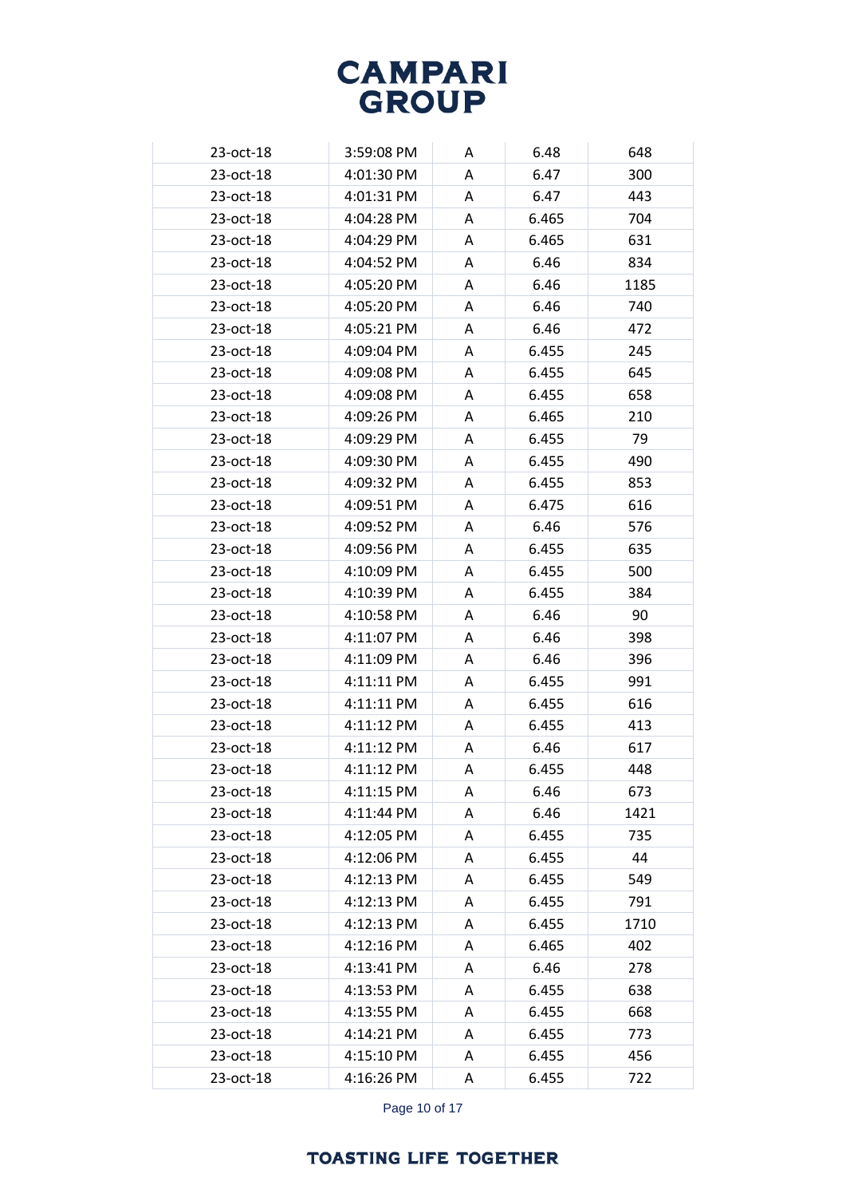| | | | | |
|---|---|---|---|---|
| 23-oct-18 | 3:59:08 PM | A | 6.48 | 648 |
| 23-oct-18 | 4:01:30 PM | A | 6.47 | 300 |
| 23-oct-18 | 4:01:31 PM | A | 6.47 | 443 |
| 23-oct-18 | 4:04:28 PM | A | 6.465 | 704 |
| 23-oct-18 | 4:04:29 PM | A | 6.465 | 631 |
| 23-oct-18 | 4:04:52 PM | A | 6.46 | 834 |
| 23-oct-18 | 4:05:20 PM | A | 6.46 | 1185 |
| 23-oct-18 | 4:05:20 PM | A | 6.46 | 740 |
| 23-oct-18 | 4:05:21 PM | A | 6.46 | 472 |
| 23-oct-18 | 4:09:04 PM | A | 6.455 | 245 |
| 23-oct-18 | 4:09:08 PM | A | 6.455 | 645 |
| 23-oct-18 | 4:09:08 PM | A | 6.455 | 658 |
| 23-oct-18 | 4:09:26 PM | A | 6.465 | 210 |
| 23-oct-18 | 4:09:29 PM | A | 6.455 | 79 |
| 23-oct-18 | 4:09:30 PM | A | 6.455 | 490 |
| 23-oct-18 | 4:09:32 PM | A | 6.455 | 853 |
| 23-oct-18 | 4:09:51 PM | A | 6.475 | 616 |
| 23-oct-18 | 4:09:52 PM | A | 6.46 | 576 |
| 23-oct-18 | 4:09:56 PM | A | 6.455 | 635 |
| 23-oct-18 | 4:10:09 PM | A | 6.455 | 500 |
| 23-oct-18 | 4:10:39 PM | A | 6.455 | 384 |
| 23-oct-18 | 4:10:58 PM | A | 6.46 | 90 |
| 23-oct-18 | 4:11:07 PM | A | 6.46 | 398 |
| 23-oct-18 | 4:11:09 PM | A | 6.46 | 396 |
| 23-oct-18 | 4:11:11 PM | A | 6.455 | 991 |
| 23-oct-18 | 4:11:11 PM | A | 6.455 | 616 |
| 23-oct-18 | 4:11:12 PM | A | 6.455 | 413 |
| 23-oct-18 | 4:11:12 PM | A | 6.46 | 617 |
| 23-oct-18 | 4:11:12 PM | A | 6.455 | 448 |
| 23-oct-18 | 4:11:15 PM | A | 6.46 | 673 |
| 23-oct-18 | 4:11:44 PM | A | 6.46 | 1421 |
| 23-oct-18 | 4:12:05 PM | A | 6.455 | 735 |
| 23-oct-18 | 4:12:06 PM | A | 6.455 | 44 |
| 23-oct-18 | 4:12:13 PM | A | 6.455 | 549 |
| 23-oct-18 | 4:12:13 PM | A | 6.455 | 791 |
| 23-oct-18 | 4:12:13 PM | A | 6.455 | 1710 |
| 23-oct-18 | 4:12:16 PM | A | 6.465 | 402 |
| 23-oct-18 | 4:13:41 PM | A | 6.46 | 278 |
| 23-oct-18 | 4:13:53 PM | A | 6.455 | 638 |
| 23-oct-18 | 4:13:55 PM | A | 6.455 | 668 |
| 23-oct-18 | 4:14:21 PM | A | 6.455 | 773 |
| 23-oct-18 | 4:15:10 PM | A | 6.455 | 456 |
| 23-oct-18 | 4:16:26 PM | A | 6.455 | 722 |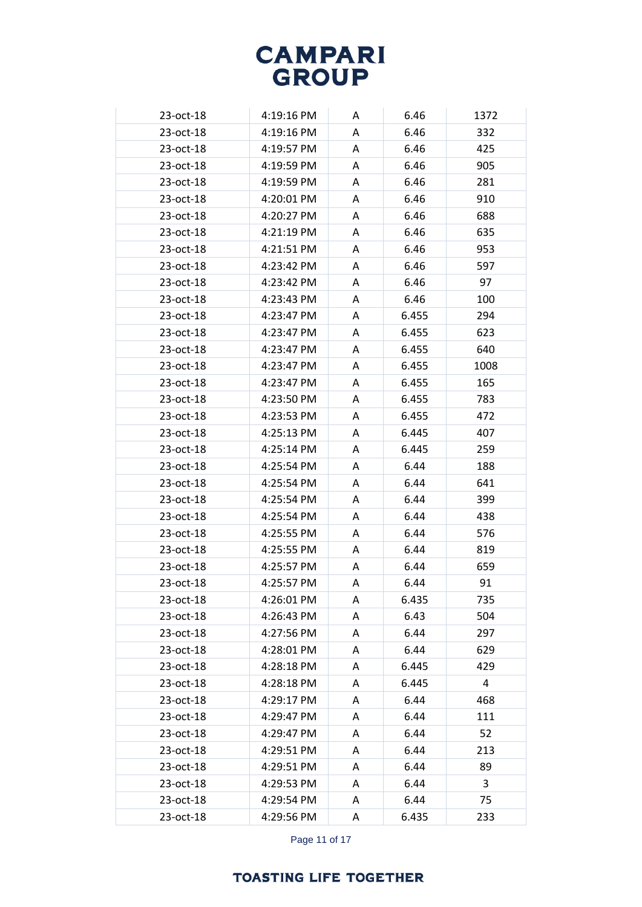| | | | | |
|---|---|---|---|---|
| 23-oct-18 | 4:19:16 PM | A | 6.46 | 1372 |
| 23-oct-18 | 4:19:16 PM | A | 6.46 | 332 |
| 23-oct-18 | 4:19:57 PM | A | 6.46 | 425 |
| 23-oct-18 | 4:19:59 PM | A | 6.46 | 905 |
| 23-oct-18 | 4:19:59 PM | A | 6.46 | 281 |
| 23-oct-18 | 4:20:01 PM | A | 6.46 | 910 |
| 23-oct-18 | 4:20:27 PM | A | 6.46 | 688 |
| 23-oct-18 | 4:21:19 PM | A | 6.46 | 635 |
| 23-oct-18 | 4:21:51 PM | A | 6.46 | 953 |
| 23-oct-18 | 4:23:42 PM | A | 6.46 | 597 |
| 23-oct-18 | 4:23:42 PM | A | 6.46 | 97 |
| 23-oct-18 | 4:23:43 PM | A | 6.46 | 100 |
| 23-oct-18 | 4:23:47 PM | A | 6.455 | 294 |
| 23-oct-18 | 4:23:47 PM | A | 6.455 | 623 |
| 23-oct-18 | 4:23:47 PM | A | 6.455 | 640 |
| 23-oct-18 | 4:23:47 PM | A | 6.455 | 1008 |
| 23-oct-18 | 4:23:47 PM | A | 6.455 | 165 |
| 23-oct-18 | 4:23:50 PM | A | 6.455 | 783 |
| 23-oct-18 | 4:23:53 PM | A | 6.455 | 472 |
| 23-oct-18 | 4:25:13 PM | A | 6.445 | 407 |
| 23-oct-18 | 4:25:14 PM | A | 6.445 | 259 |
| 23-oct-18 | 4:25:54 PM | A | 6.44 | 188 |
| 23-oct-18 | 4:25:54 PM | A | 6.44 | 641 |
| 23-oct-18 | 4:25:54 PM | A | 6.44 | 399 |
| 23-oct-18 | 4:25:54 PM | A | 6.44 | 438 |
| 23-oct-18 | 4:25:55 PM | A | 6.44 | 576 |
| 23-oct-18 | 4:25:55 PM | A | 6.44 | 819 |
| 23-oct-18 | 4:25:57 PM | A | 6.44 | 659 |
| 23-oct-18 | 4:25:57 PM | A | 6.44 | 91 |
| 23-oct-18 | 4:26:01 PM | A | 6.435 | 735 |
| 23-oct-18 | 4:26:43 PM | A | 6.43 | 504 |
| 23-oct-18 | 4:27:56 PM | A | 6.44 | 297 |
| 23-oct-18 | 4:28:01 PM | A | 6.44 | 629 |
| 23-oct-18 | 4:28:18 PM | A | 6.445 | 429 |
| 23-oct-18 | 4:28:18 PM | A | 6.445 | 4 |
| 23-oct-18 | 4:29:17 PM | A | 6.44 | 468 |
| 23-oct-18 | 4:29:47 PM | A | 6.44 | 111 |
| 23-oct-18 | 4:29:47 PM | A | 6.44 | 52 |
| 23-oct-18 | 4:29:51 PM | A | 6.44 | 213 |
| 23-oct-18 | 4:29:51 PM | A | 6.44 | 89 |
| 23-oct-18 | 4:29:53 PM | A | 6.44 | 3 |
| 23-oct-18 | 4:29:54 PM | A | 6.44 | 75 |
| 23-oct-18 | 4:29:56 PM | A | 6.435 | 233 |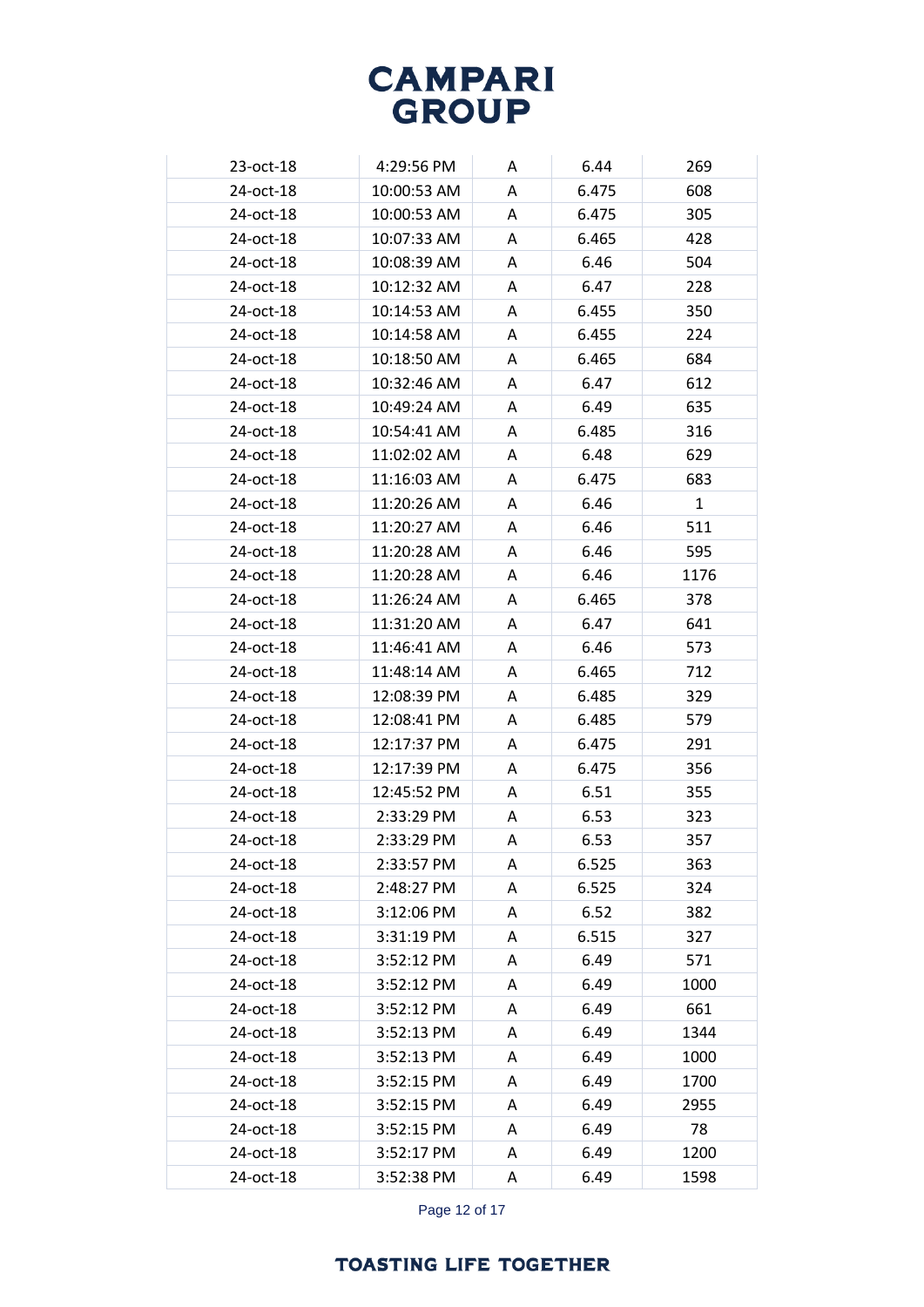| | | | | |
|---|---|---|---|---|
| 23-oct-18 | 4:29:56 PM | A | 6.44 | 269 |
| 24-oct-18 | 10:00:53 AM | A | 6.475 | 608 |
| 24-oct-18 | 10:00:53 AM | A | 6.475 | 305 |
| 24-oct-18 | 10:07:33 AM | A | 6.465 | 428 |
| 24-oct-18 | 10:08:39 AM | A | 6.46 | 504 |
| 24-oct-18 | 10:12:32 AM | A | 6.47 | 228 |
| 24-oct-18 | 10:14:53 AM | A | 6.455 | 350 |
| 24-oct-18 | 10:14:58 AM | A | 6.455 | 224 |
| 24-oct-18 | 10:18:50 AM | A | 6.465 | 684 |
| 24-oct-18 | 10:32:46 AM | A | 6.47 | 612 |
| 24-oct-18 | 10:49:24 AM | A | 6.49 | 635 |
| 24-oct-18 | 10:54:41 AM | A | 6.485 | 316 |
| 24-oct-18 | 11:02:02 AM | A | 6.48 | 629 |
| 24-oct-18 | 11:16:03 AM | A | 6.475 | 683 |
| 24-oct-18 | 11:20:26 AM | A | 6.46 | 1 |
| 24-oct-18 | 11:20:27 AM | A | 6.46 | 511 |
| 24-oct-18 | 11:20:28 AM | A | 6.46 | 595 |
| 24-oct-18 | 11:20:28 AM | A | 6.46 | 1176 |
| 24-oct-18 | 11:26:24 AM | A | 6.465 | 378 |
| 24-oct-18 | 11:31:20 AM | A | 6.47 | 641 |
| 24-oct-18 | 11:46:41 AM | A | 6.46 | 573 |
| 24-oct-18 | 11:48:14 AM | A | 6.465 | 712 |
| 24-oct-18 | 12:08:39 PM | A | 6.485 | 329 |
| 24-oct-18 | 12:08:41 PM | A | 6.485 | 579 |
| 24-oct-18 | 12:17:37 PM | A | 6.475 | 291 |
| 24-oct-18 | 12:17:39 PM | A | 6.475 | 356 |
| 24-oct-18 | 12:45:52 PM | A | 6.51 | 355 |
| 24-oct-18 | 2:33:29 PM | A | 6.53 | 323 |
| 24-oct-18 | 2:33:29 PM | A | 6.53 | 357 |
| 24-oct-18 | 2:33:57 PM | A | 6.525 | 363 |
| 24-oct-18 | 2:48:27 PM | A | 6.525 | 324 |
| 24-oct-18 | 3:12:06 PM | A | 6.52 | 382 |
| 24-oct-18 | 3:31:19 PM | A | 6.515 | 327 |
| 24-oct-18 | 3:52:12 PM | A | 6.49 | 571 |
| 24-oct-18 | 3:52:12 PM | A | 6.49 | 1000 |
| 24-oct-18 | 3:52:12 PM | A | 6.49 | 661 |
| 24-oct-18 | 3:52:13 PM | A | 6.49 | 1344 |
| 24-oct-18 | 3:52:13 PM | A | 6.49 | 1000 |
| 24-oct-18 | 3:52:15 PM | A | 6.49 | 1700 |
| 24-oct-18 | 3:52:15 PM | A | 6.49 | 2955 |
| 24-oct-18 | 3:52:15 PM | A | 6.49 | 78 |
| 24-oct-18 | 3:52:17 PM | A | 6.49 | 1200 |
| 24-oct-18 | 3:52:38 PM | A | 6.49 | 1598 |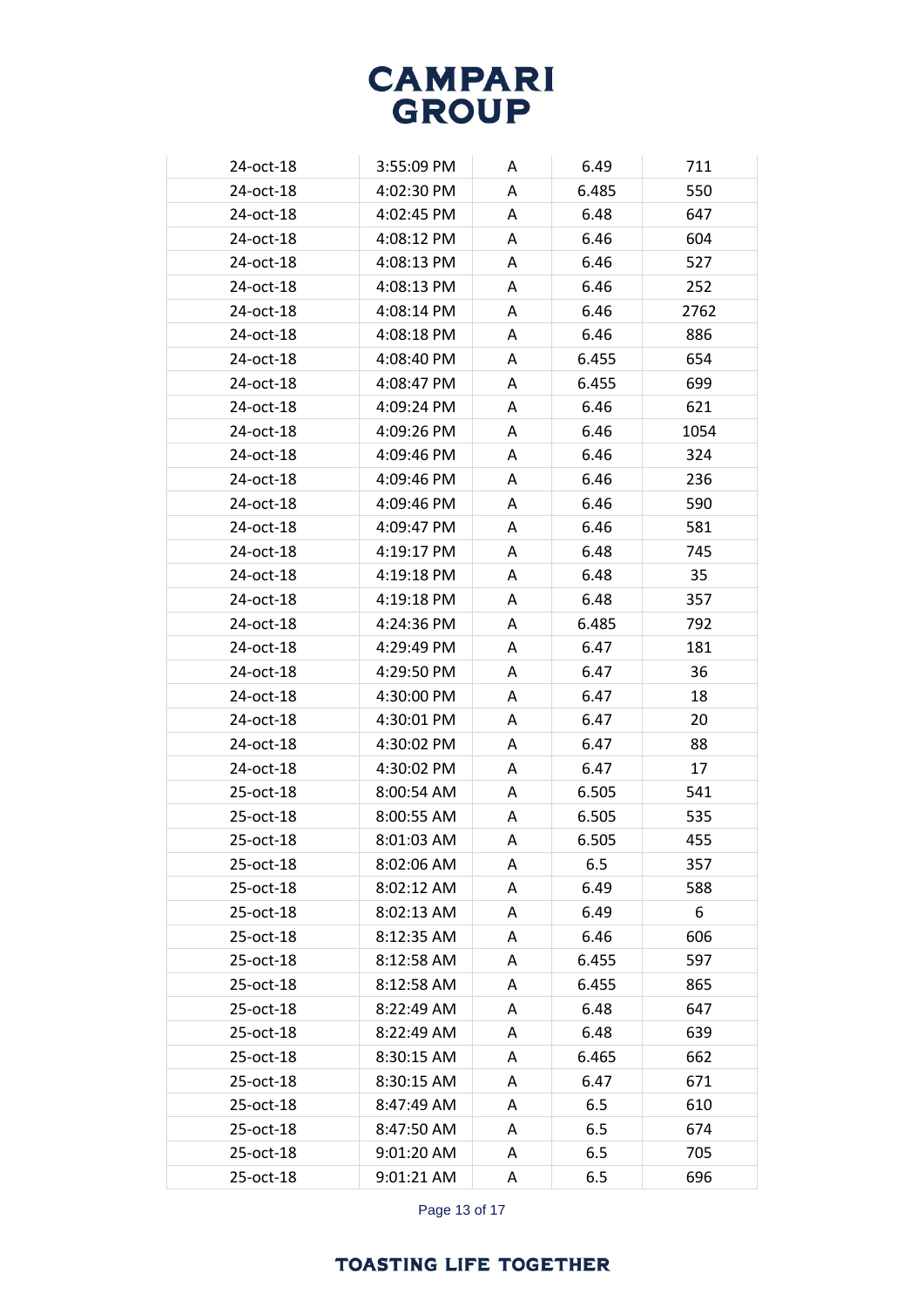| 24-oct-18 | 3:55:09 PM | A | 6.49 | 711 |
|---|---|---|---|---|
| 24-oct-18 | 4:02:30 PM | A | 6.485 | 550 |
| 24-oct-18 | 4:02:45 PM | A | 6.48 | 647 |
| 24-oct-18 | 4:08:12 PM | A | 6.46 | 604 |
| 24-oct-18 | 4:08:13 PM | A | 6.46 | 527 |
| 24-oct-18 | 4:08:13 PM | A | 6.46 | 252 |
| 24-oct-18 | 4:08:14 PM | A | 6.46 | 2762 |
| 24-oct-18 | 4:08:18 PM | A | 6.46 | 886 |
| 24-oct-18 | 4:08:40 PM | A | 6.455 | 654 |
| 24-oct-18 | 4:08:47 PM | A | 6.455 | 699 |
| 24-oct-18 | 4:09:24 PM | A | 6.46 | 621 |
| 24-oct-18 | 4:09:26 PM | A | 6.46 | 1054 |
| 24-oct-18 | 4:09:46 PM | A | 6.46 | 324 |
| 24-oct-18 | 4:09:46 PM | A | 6.46 | 236 |
| 24-oct-18 | 4:09:46 PM | A | 6.46 | 590 |
| 24-oct-18 | 4:09:47 PM | A | 6.46 | 581 |
| 24-oct-18 | 4:19:17 PM | A | 6.48 | 745 |
| 24-oct-18 | 4:19:18 PM | A | 6.48 | 35 |
| 24-oct-18 | 4:19:18 PM | A | 6.48 | 357 |
| 24-oct-18 | 4:24:36 PM | A | 6.485 | 792 |
| 24-oct-18 | 4:29:49 PM | A | 6.47 | 181 |
| 24-oct-18 | 4:29:50 PM | A | 6.47 | 36 |
| 24-oct-18 | 4:30:00 PM | A | 6.47 | 18 |
| 24-oct-18 | 4:30:01 PM | A | 6.47 | 20 |
| 24-oct-18 | 4:30:02 PM | A | 6.47 | 88 |
| 24-oct-18 | 4:30:02 PM | A | 6.47 | 17 |
| 25-oct-18 | 8:00:54 AM | A | 6.505 | 541 |
| 25-oct-18 | 8:00:55 AM | A | 6.505 | 535 |
| 25-oct-18 | 8:01:03 AM | A | 6.505 | 455 |
| 25-oct-18 | 8:02:06 AM | A | 6.5 | 357 |
| 25-oct-18 | 8:02:12 AM | A | 6.49 | 588 |
| 25-oct-18 | 8:02:13 AM | A | 6.49 | 6 |
| 25-oct-18 | 8:12:35 AM | A | 6.46 | 606 |
| 25-oct-18 | 8:12:58 AM | A | 6.455 | 597 |
| 25-oct-18 | 8:12:58 AM | A | 6.455 | 865 |
| 25-oct-18 | 8:22:49 AM | A | 6.48 | 647 |
| 25-oct-18 | 8:22:49 AM | A | 6.48 | 639 |
| 25-oct-18 | 8:30:15 AM | A | 6.465 | 662 |
| 25-oct-18 | 8:30:15 AM | A | 6.47 | 671 |
| 25-oct-18 | 8:47:49 AM | A | 6.5 | 610 |
| 25-oct-18 | 8:47:50 AM | A | 6.5 | 674 |
| 25-oct-18 | 9:01:20 AM | A | 6.5 | 705 |
| 25-oct-18 | 9:01:21 AM | A | 6.5 | 696 |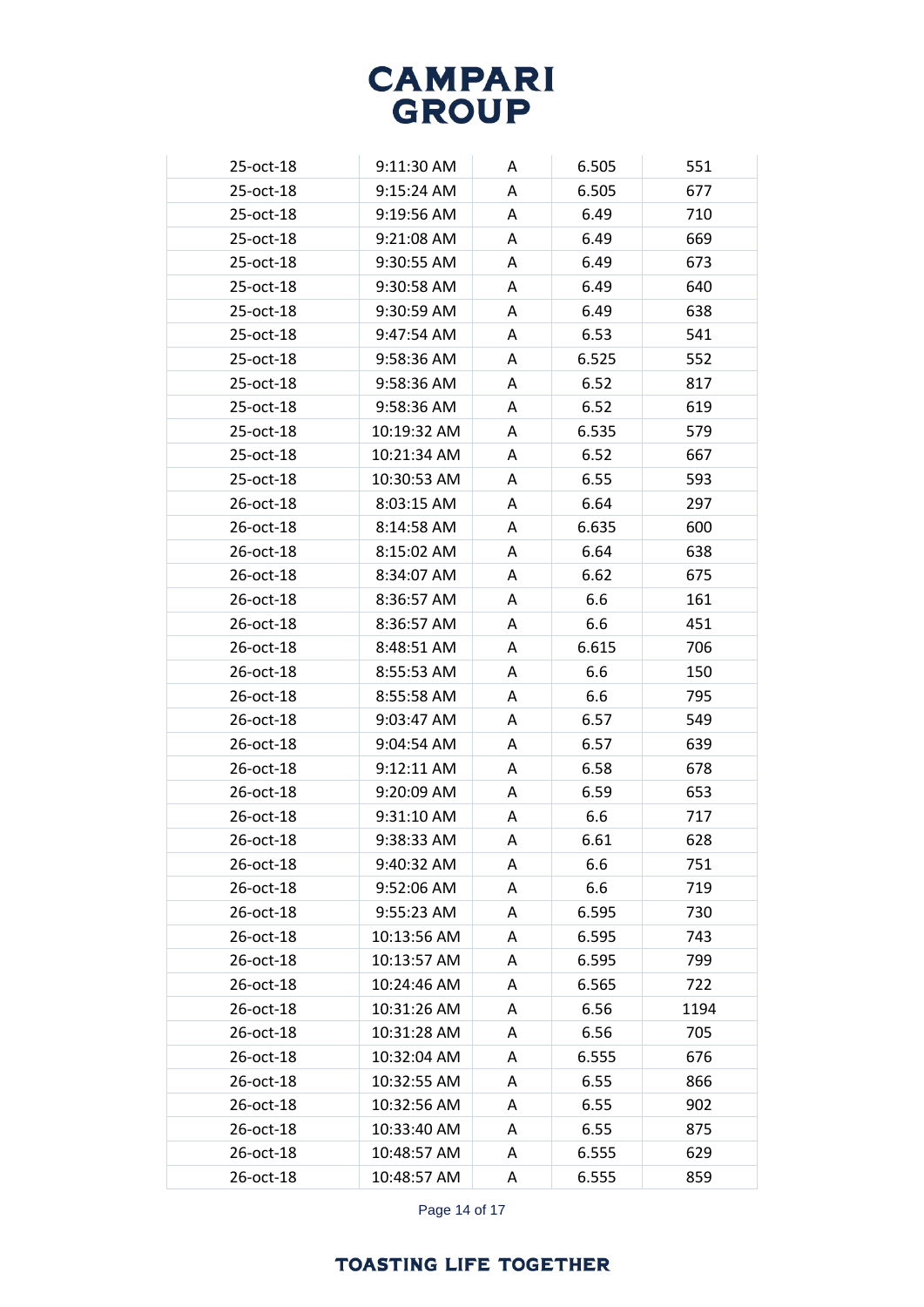| 25-oct-18 | 9:11:30 AM | A | 6.505 | 551 |
|---|---|---|---|---|
| 25-oct-18 | 9:15:24 AM | A | 6.505 | 677 |
| 25-oct-18 | 9:19:56 AM | A | 6.49 | 710 |
| 25-oct-18 | 9:21:08 AM | A | 6.49 | 669 |
| 25-oct-18 | 9:30:55 AM | A | 6.49 | 673 |
| 25-oct-18 | 9:30:58 AM | A | 6.49 | 640 |
| 25-oct-18 | 9:30:59 AM | A | 6.49 | 638 |
| 25-oct-18 | 9:47:54 AM | A | 6.53 | 541 |
| 25-oct-18 | 9:58:36 AM | A | 6.525 | 552 |
| 25-oct-18 | 9:58:36 AM | A | 6.52 | 817 |
| 25-oct-18 | 9:58:36 AM | A | 6.52 | 619 |
| 25-oct-18 | 10:19:32 AM | A | 6.535 | 579 |
| 25-oct-18 | 10:21:34 AM | A | 6.52 | 667 |
| 25-oct-18 | 10:30:53 AM | A | 6.55 | 593 |
| 26-oct-18 | 8:03:15 AM | A | 6.64 | 297 |
| 26-oct-18 | 8:14:58 AM | A | 6.635 | 600 |
| 26-oct-18 | 8:15:02 AM | A | 6.64 | 638 |
| 26-oct-18 | 8:34:07 AM | A | 6.62 | 675 |
| 26-oct-18 | 8:36:57 AM | A | 6.6 | 161 |
| 26-oct-18 | 8:36:57 AM | A | 6.6 | 451 |
| 26-oct-18 | 8:48:51 AM | A | 6.615 | 706 |
| 26-oct-18 | 8:55:53 AM | A | 6.6 | 150 |
| 26-oct-18 | 8:55:58 AM | A | 6.6 | 795 |
| 26-oct-18 | 9:03:47 AM | A | 6.57 | 549 |
| 26-oct-18 | 9:04:54 AM | A | 6.57 | 639 |
| 26-oct-18 | 9:12:11 AM | A | 6.58 | 678 |
| 26-oct-18 | 9:20:09 AM | A | 6.59 | 653 |
| 26-oct-18 | 9:31:10 AM | A | 6.6 | 717 |
| 26-oct-18 | 9:38:33 AM | A | 6.61 | 628 |
| 26-oct-18 | 9:40:32 AM | A | 6.6 | 751 |
| 26-oct-18 | 9:52:06 AM | A | 6.6 | 719 |
| 26-oct-18 | 9:55:23 AM | A | 6.595 | 730 |
| 26-oct-18 | 10:13:56 AM | A | 6.595 | 743 |
| 26-oct-18 | 10:13:57 AM | A | 6.595 | 799 |
| 26-oct-18 | 10:24:46 AM | A | 6.565 | 722 |
| 26-oct-18 | 10:31:26 AM | A | 6.56 | 1194 |
| 26-oct-18 | 10:31:28 AM | A | 6.56 | 705 |
| 26-oct-18 | 10:32:04 AM | A | 6.555 | 676 |
| 26-oct-18 | 10:32:55 AM | A | 6.55 | 866 |
| 26-oct-18 | 10:32:56 AM | A | 6.55 | 902 |
| 26-oct-18 | 10:33:40 AM | A | 6.55 | 875 |
| 26-oct-18 | 10:48:57 AM | A | 6.555 | 629 |
| 26-oct-18 | 10:48:57 AM | A | 6.555 | 859 |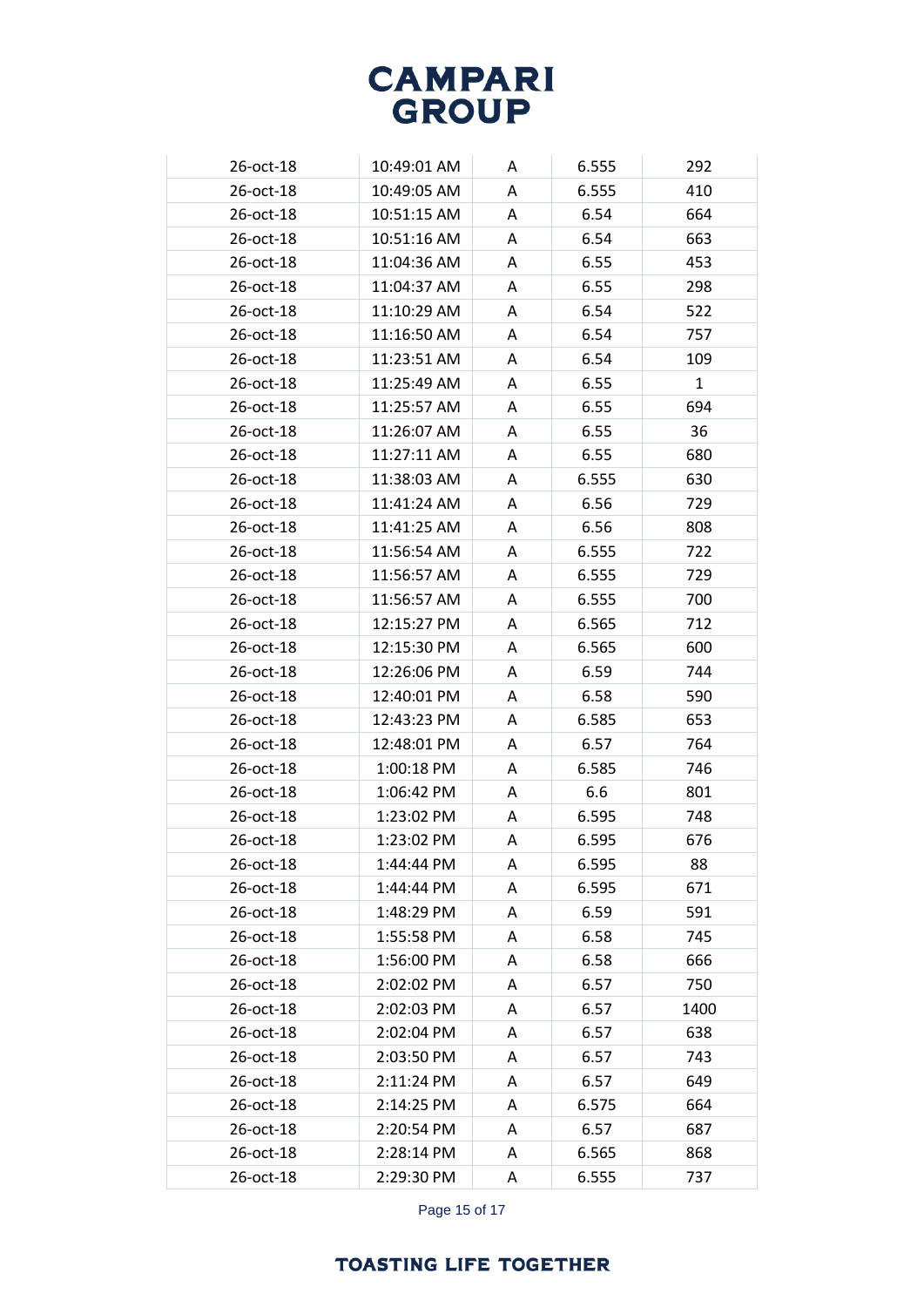| 26-oct-18 | 10:49:01 AM | A | 6.555 | 292 |
|---|---|---|---|---|
| 26-oct-18 | 10:49:05 AM | A | 6.555 | 410 |
| 26-oct-18 | 10:51:15 AM | A | 6.54 | 664 |
| 26-oct-18 | 10:51:16 AM | A | 6.54 | 663 |
| 26-oct-18 | 11:04:36 AM | A | 6.55 | 453 |
| 26-oct-18 | 11:04:37 AM | A | 6.55 | 298 |
| 26-oct-18 | 11:10:29 AM | A | 6.54 | 522 |
| 26-oct-18 | 11:16:50 AM | A | 6.54 | 757 |
| 26-oct-18 | 11:23:51 AM | A | 6.54 | 109 |
| 26-oct-18 | 11:25:49 AM | A | 6.55 | 1 |
| 26-oct-18 | 11:25:57 AM | A | 6.55 | 694 |
| 26-oct-18 | 11:26:07 AM | A | 6.55 | 36 |
| 26-oct-18 | 11:27:11 AM | A | 6.55 | 680 |
| 26-oct-18 | 11:38:03 AM | A | 6.555 | 630 |
| 26-oct-18 | 11:41:24 AM | A | 6.56 | 729 |
| 26-oct-18 | 11:41:25 AM | A | 6.56 | 808 |
| 26-oct-18 | 11:56:54 AM | A | 6.555 | 722 |
| 26-oct-18 | 11:56:57 AM | A | 6.555 | 729 |
| 26-oct-18 | 11:56:57 AM | A | 6.555 | 700 |
| 26-oct-18 | 12:15:27 PM | A | 6.565 | 712 |
| 26-oct-18 | 12:15:30 PM | A | 6.565 | 600 |
| 26-oct-18 | 12:26:06 PM | A | 6.59 | 744 |
| 26-oct-18 | 12:40:01 PM | A | 6.58 | 590 |
| 26-oct-18 | 12:43:23 PM | A | 6.585 | 653 |
| 26-oct-18 | 12:48:01 PM | A | 6.57 | 764 |
| 26-oct-18 | 1:00:18 PM | A | 6.585 | 746 |
| 26-oct-18 | 1:06:42 PM | A | 6.6 | 801 |
| 26-oct-18 | 1:23:02 PM | A | 6.595 | 748 |
| 26-oct-18 | 1:23:02 PM | A | 6.595 | 676 |
| 26-oct-18 | 1:44:44 PM | A | 6.595 | 88 |
| 26-oct-18 | 1:44:44 PM | A | 6.595 | 671 |
| 26-oct-18 | 1:48:29 PM | A | 6.59 | 591 |
| 26-oct-18 | 1:55:58 PM | A | 6.58 | 745 |
| 26-oct-18 | 1:56:00 PM | A | 6.58 | 666 |
| 26-oct-18 | 2:02:02 PM | A | 6.57 | 750 |
| 26-oct-18 | 2:02:03 PM | A | 6.57 | 1400 |
| 26-oct-18 | 2:02:04 PM | A | 6.57 | 638 |
| 26-oct-18 | 2:03:50 PM | A | 6.57 | 743 |
| 26-oct-18 | 2:11:24 PM | A | 6.57 | 649 |
| 26-oct-18 | 2:14:25 PM | A | 6.575 | 664 |
| 26-oct-18 | 2:20:54 PM | A | 6.57 | 687 |
| 26-oct-18 | 2:28:14 PM | A | 6.565 | 868 |
| 26-oct-18 | 2:29:30 PM | A | 6.555 | 737 |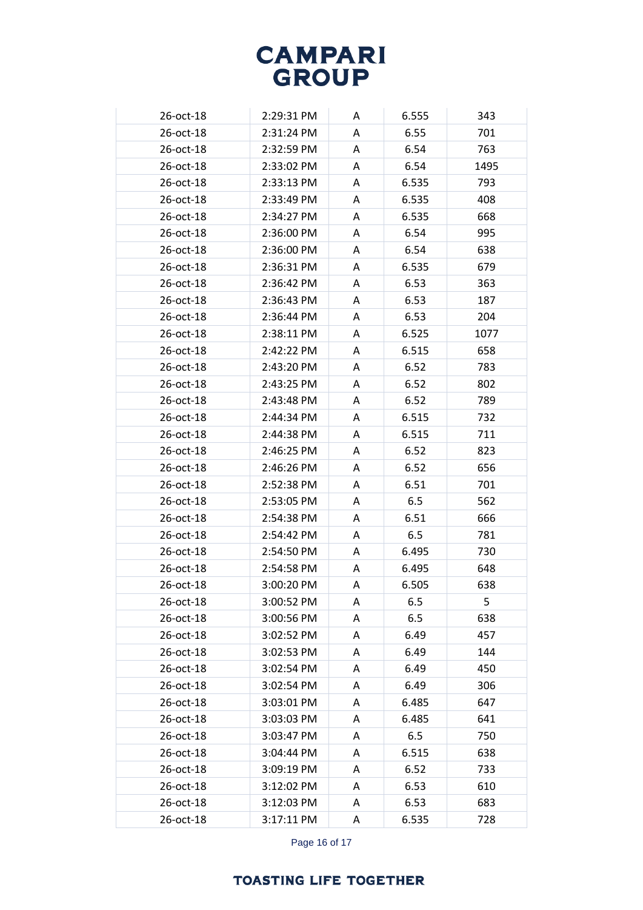| | | | | |
|---|---|---|---|---|
| 26-oct-18 | 2:29:31 PM | A | 6.555 | 343 |
| 26-oct-18 | 2:31:24 PM | A | 6.55 | 701 |
| 26-oct-18 | 2:32:59 PM | A | 6.54 | 763 |
| 26-oct-18 | 2:33:02 PM | A | 6.54 | 1495 |
| 26-oct-18 | 2:33:13 PM | A | 6.535 | 793 |
| 26-oct-18 | 2:33:49 PM | A | 6.535 | 408 |
| 26-oct-18 | 2:34:27 PM | A | 6.535 | 668 |
| 26-oct-18 | 2:36:00 PM | A | 6.54 | 995 |
| 26-oct-18 | 2:36:00 PM | A | 6.54 | 638 |
| 26-oct-18 | 2:36:31 PM | A | 6.535 | 679 |
| 26-oct-18 | 2:36:42 PM | A | 6.53 | 363 |
| 26-oct-18 | 2:36:43 PM | A | 6.53 | 187 |
| 26-oct-18 | 2:36:44 PM | A | 6.53 | 204 |
| 26-oct-18 | 2:38:11 PM | A | 6.525 | 1077 |
| 26-oct-18 | 2:42:22 PM | A | 6.515 | 658 |
| 26-oct-18 | 2:43:20 PM | A | 6.52 | 783 |
| 26-oct-18 | 2:43:25 PM | A | 6.52 | 802 |
| 26-oct-18 | 2:43:48 PM | A | 6.52 | 789 |
| 26-oct-18 | 2:44:34 PM | A | 6.515 | 732 |
| 26-oct-18 | 2:44:38 PM | A | 6.515 | 711 |
| 26-oct-18 | 2:46:25 PM | A | 6.52 | 823 |
| 26-oct-18 | 2:46:26 PM | A | 6.52 | 656 |
| 26-oct-18 | 2:52:38 PM | A | 6.51 | 701 |
| 26-oct-18 | 2:53:05 PM | A | 6.5 | 562 |
| 26-oct-18 | 2:54:38 PM | A | 6.51 | 666 |
| 26-oct-18 | 2:54:42 PM | A | 6.5 | 781 |
| 26-oct-18 | 2:54:50 PM | A | 6.495 | 730 |
| 26-oct-18 | 2:54:58 PM | A | 6.495 | 648 |
| 26-oct-18 | 3:00:20 PM | A | 6.505 | 638 |
| 26-oct-18 | 3:00:52 PM | A | 6.5 | 5 |
| 26-oct-18 | 3:00:56 PM | A | 6.5 | 638 |
| 26-oct-18 | 3:02:52 PM | A | 6.49 | 457 |
| 26-oct-18 | 3:02:53 PM | A | 6.49 | 144 |
| 26-oct-18 | 3:02:54 PM | A | 6.49 | 450 |
| 26-oct-18 | 3:02:54 PM | A | 6.49 | 306 |
| 26-oct-18 | 3:03:01 PM | A | 6.485 | 647 |
| 26-oct-18 | 3:03:03 PM | A | 6.485 | 641 |
| 26-oct-18 | 3:03:47 PM | A | 6.5 | 750 |
| 26-oct-18 | 3:04:44 PM | A | 6.515 | 638 |
| 26-oct-18 | 3:09:19 PM | A | 6.52 | 733 |
| 26-oct-18 | 3:12:02 PM | A | 6.53 | 610 |
| 26-oct-18 | 3:12:03 PM | A | 6.53 | 683 |
| 26-oct-18 | 3:17:11 PM | A | 6.535 | 728 |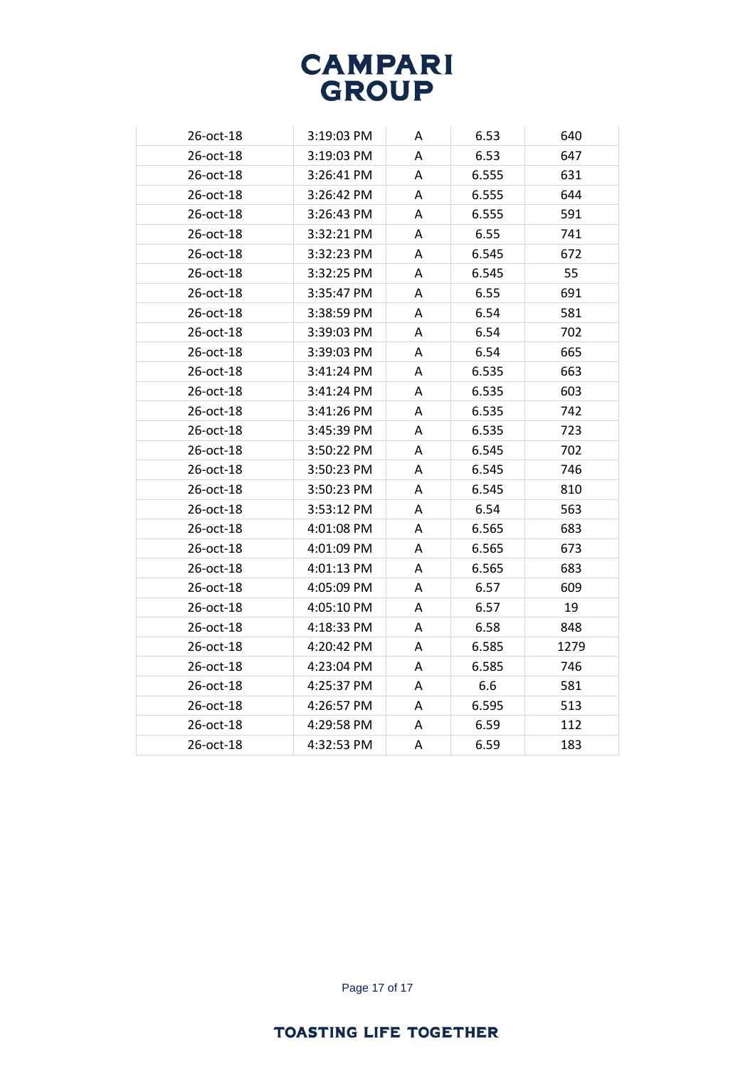| | | | | |
|---|---|---|---|---|
| 26-oct-18 | 3:19:03 PM | A | 6.53 | 640 |
| 26-oct-18 | 3:19:03 PM | A | 6.53 | 647 |
| 26-oct-18 | 3:26:41 PM | A | 6.555 | 631 |
| 26-oct-18 | 3:26:42 PM | A | 6.555 | 644 |
| 26-oct-18 | 3:26:43 PM | A | 6.555 | 591 |
| 26-oct-18 | 3:32:21 PM | A | 6.55 | 741 |
| 26-oct-18 | 3:32:23 PM | A | 6.545 | 672 |
| 26-oct-18 | 3:32:25 PM | A | 6.545 | 55 |
| 26-oct-18 | 3:35:47 PM | A | 6.55 | 691 |
| 26-oct-18 | 3:38:59 PM | A | 6.54 | 581 |
| 26-oct-18 | 3:39:03 PM | A | 6.54 | 702 |
| 26-oct-18 | 3:39:03 PM | A | 6.54 | 665 |
| 26-oct-18 | 3:41:24 PM | A | 6.535 | 663 |
| 26-oct-18 | 3:41:24 PM | A | 6.535 | 603 |
| 26-oct-18 | 3:41:26 PM | A | 6.535 | 742 |
| 26-oct-18 | 3:45:39 PM | A | 6.535 | 723 |
| 26-oct-18 | 3:50:22 PM | A | 6.545 | 702 |
| 26-oct-18 | 3:50:23 PM | A | 6.545 | 746 |
| 26-oct-18 | 3:50:23 PM | A | 6.545 | 810 |
| 26-oct-18 | 3:53:12 PM | A | 6.54 | 563 |
| 26-oct-18 | 4:01:08 PM | A | 6.565 | 683 |
| 26-oct-18 | 4:01:09 PM | A | 6.565 | 673 |
| 26-oct-18 | 4:01:13 PM | A | 6.565 | 683 |
| 26-oct-18 | 4:05:09 PM | A | 6.57 | 609 |
| 26-oct-18 | 4:05:10 PM | A | 6.57 | 19 |
| 26-oct-18 | 4:18:33 PM | A | 6.58 | 848 |
| 26-oct-18 | 4:20:42 PM | A | 6.585 | 1279 |
| 26-oct-18 | 4:23:04 PM | A | 6.585 | 746 |
| 26-oct-18 | 4:25:37 PM | A | 6.6 | 581 |
| 26-oct-18 | 4:26:57 PM | A | 6.595 | 513 |
| 26-oct-18 | 4:29:58 PM | A | 6.59 | 112 |
| 26-oct-18 | 4:32:53 PM | A | 6.59 | 183 |